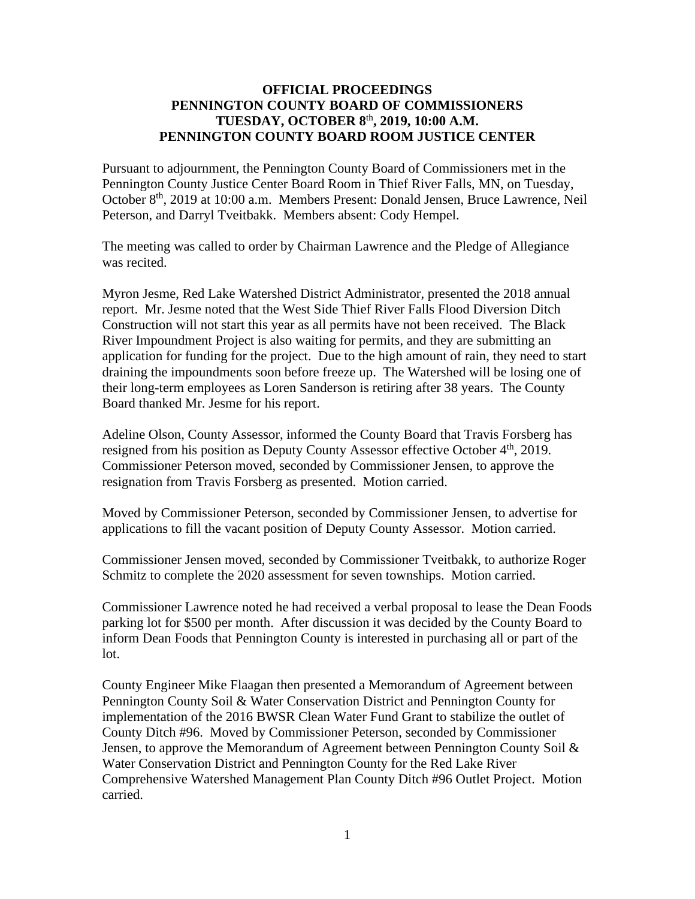**OFFICIAL PROCEEDINGS**
**PENNINGTON COUNTY BOARD OF COMMISSIONERS**
**TUESDAY, OCTOBER 8th, 2019, 10:00 A.M.**
**PENNINGTON COUNTY BOARD ROOM JUSTICE CENTER**

Pursuant to adjournment, the Pennington County Board of Commissioners met in the Pennington County Justice Center Board Room in Thief River Falls, MN, on Tuesday, October 8th, 2019 at 10:00 a.m. Members Present: Donald Jensen, Bruce Lawrence, Neil Peterson, and Darryl Tveitbakk. Members absent: Cody Hempel.

The meeting was called to order by Chairman Lawrence and the Pledge of Allegiance was recited.

Myron Jesme, Red Lake Watershed District Administrator, presented the 2018 annual report. Mr. Jesme noted that the West Side Thief River Falls Flood Diversion Ditch Construction will not start this year as all permits have not been received. The Black River Impoundment Project is also waiting for permits, and they are submitting an application for funding for the project. Due to the high amount of rain, they need to start draining the impoundments soon before freeze up. The Watershed will be losing one of their long-term employees as Loren Sanderson is retiring after 38 years. The County Board thanked Mr. Jesme for his report.

Adeline Olson, County Assessor, informed the County Board that Travis Forsberg has resigned from his position as Deputy County Assessor effective October 4th, 2019. Commissioner Peterson moved, seconded by Commissioner Jensen, to approve the resignation from Travis Forsberg as presented. Motion carried.

Moved by Commissioner Peterson, seconded by Commissioner Jensen, to advertise for applications to fill the vacant position of Deputy County Assessor. Motion carried.

Commissioner Jensen moved, seconded by Commissioner Tveitbakk, to authorize Roger Schmitz to complete the 2020 assessment for seven townships. Motion carried.

Commissioner Lawrence noted he had received a verbal proposal to lease the Dean Foods parking lot for $500 per month. After discussion it was decided by the County Board to inform Dean Foods that Pennington County is interested in purchasing all or part of the lot.

County Engineer Mike Flaagan then presented a Memorandum of Agreement between Pennington County Soil & Water Conservation District and Pennington County for implementation of the 2016 BWSR Clean Water Fund Grant to stabilize the outlet of County Ditch #96. Moved by Commissioner Peterson, seconded by Commissioner Jensen, to approve the Memorandum of Agreement between Pennington County Soil & Water Conservation District and Pennington County for the Red Lake River Comprehensive Watershed Management Plan County Ditch #96 Outlet Project. Motion carried.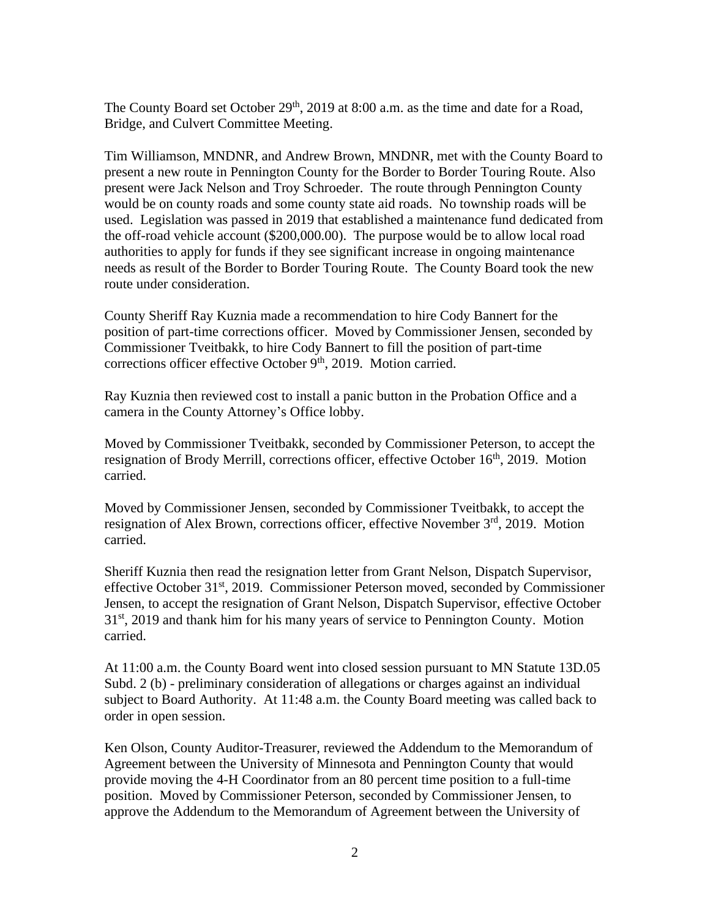The County Board set October 29th, 2019 at 8:00 a.m. as the time and date for a Road, Bridge, and Culvert Committee Meeting.

Tim Williamson, MNDNR, and Andrew Brown, MNDNR, met with the County Board to present a new route in Pennington County for the Border to Border Touring Route. Also present were Jack Nelson and Troy Schroeder. The route through Pennington County would be on county roads and some county state aid roads. No township roads will be used. Legislation was passed in 2019 that established a maintenance fund dedicated from the off-road vehicle account ($200,000.00). The purpose would be to allow local road authorities to apply for funds if they see significant increase in ongoing maintenance needs as result of the Border to Border Touring Route. The County Board took the new route under consideration.

County Sheriff Ray Kuznia made a recommendation to hire Cody Bannert for the position of part-time corrections officer. Moved by Commissioner Jensen, seconded by Commissioner Tveitbakk, to hire Cody Bannert to fill the position of part-time corrections officer effective October 9th, 2019. Motion carried.

Ray Kuznia then reviewed cost to install a panic button in the Probation Office and a camera in the County Attorney's Office lobby.

Moved by Commissioner Tveitbakk, seconded by Commissioner Peterson, to accept the resignation of Brody Merrill, corrections officer, effective October 16th, 2019. Motion carried.

Moved by Commissioner Jensen, seconded by Commissioner Tveitbakk, to accept the resignation of Alex Brown, corrections officer, effective November 3rd, 2019. Motion carried.

Sheriff Kuznia then read the resignation letter from Grant Nelson, Dispatch Supervisor, effective October 31st, 2019. Commissioner Peterson moved, seconded by Commissioner Jensen, to accept the resignation of Grant Nelson, Dispatch Supervisor, effective October 31st, 2019 and thank him for his many years of service to Pennington County. Motion carried.

At 11:00 a.m. the County Board went into closed session pursuant to MN Statute 13D.05 Subd. 2 (b) - preliminary consideration of allegations or charges against an individual subject to Board Authority. At 11:48 a.m. the County Board meeting was called back to order in open session.

Ken Olson, County Auditor-Treasurer, reviewed the Addendum to the Memorandum of Agreement between the University of Minnesota and Pennington County that would provide moving the 4-H Coordinator from an 80 percent time position to a full-time position. Moved by Commissioner Peterson, seconded by Commissioner Jensen, to approve the Addendum to the Memorandum of Agreement between the University of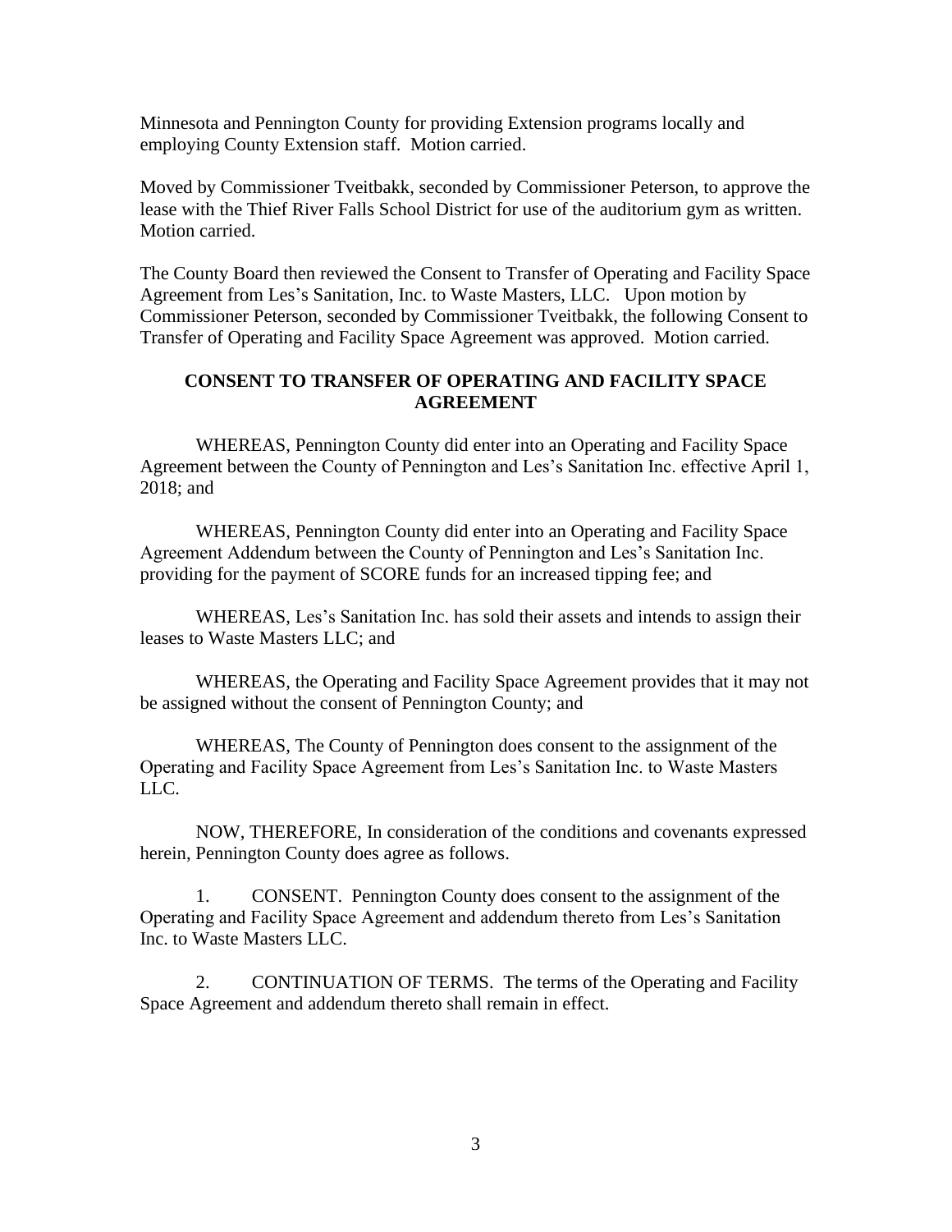Minnesota and Pennington County for providing Extension programs locally and employing County Extension staff. Motion carried.

Moved by Commissioner Tveitbakk, seconded by Commissioner Peterson, to approve the lease with the Thief River Falls School District for use of the auditorium gym as written. Motion carried.

The County Board then reviewed the Consent to Transfer of Operating and Facility Space Agreement from Les's Sanitation, Inc. to Waste Masters, LLC. Upon motion by Commissioner Peterson, seconded by Commissioner Tveitbakk, the following Consent to Transfer of Operating and Facility Space Agreement was approved. Motion carried.

**CONSENT TO TRANSFER OF OPERATING AND FACILITY SPACE AGREEMENT**

WHEREAS, Pennington County did enter into an Operating and Facility Space Agreement between the County of Pennington and Les's Sanitation Inc. effective April 1, 2018; and

WHEREAS, Pennington County did enter into an Operating and Facility Space Agreement Addendum between the County of Pennington and Les's Sanitation Inc. providing for the payment of SCORE funds for an increased tipping fee; and

WHEREAS, Les's Sanitation Inc. has sold their assets and intends to assign their leases to Waste Masters LLC; and

WHEREAS, the Operating and Facility Space Agreement provides that it may not be assigned without the consent of Pennington County; and

WHEREAS, The County of Pennington does consent to the assignment of the Operating and Facility Space Agreement from Les's Sanitation Inc. to Waste Masters LLC.

NOW, THEREFORE, In consideration of the conditions and covenants expressed herein, Pennington County does agree as follows.

1. CONSENT. Pennington County does consent to the assignment of the Operating and Facility Space Agreement and addendum thereto from Les's Sanitation Inc. to Waste Masters LLC.

2. CONTINUATION OF TERMS. The terms of the Operating and Facility Space Agreement and addendum thereto shall remain in effect.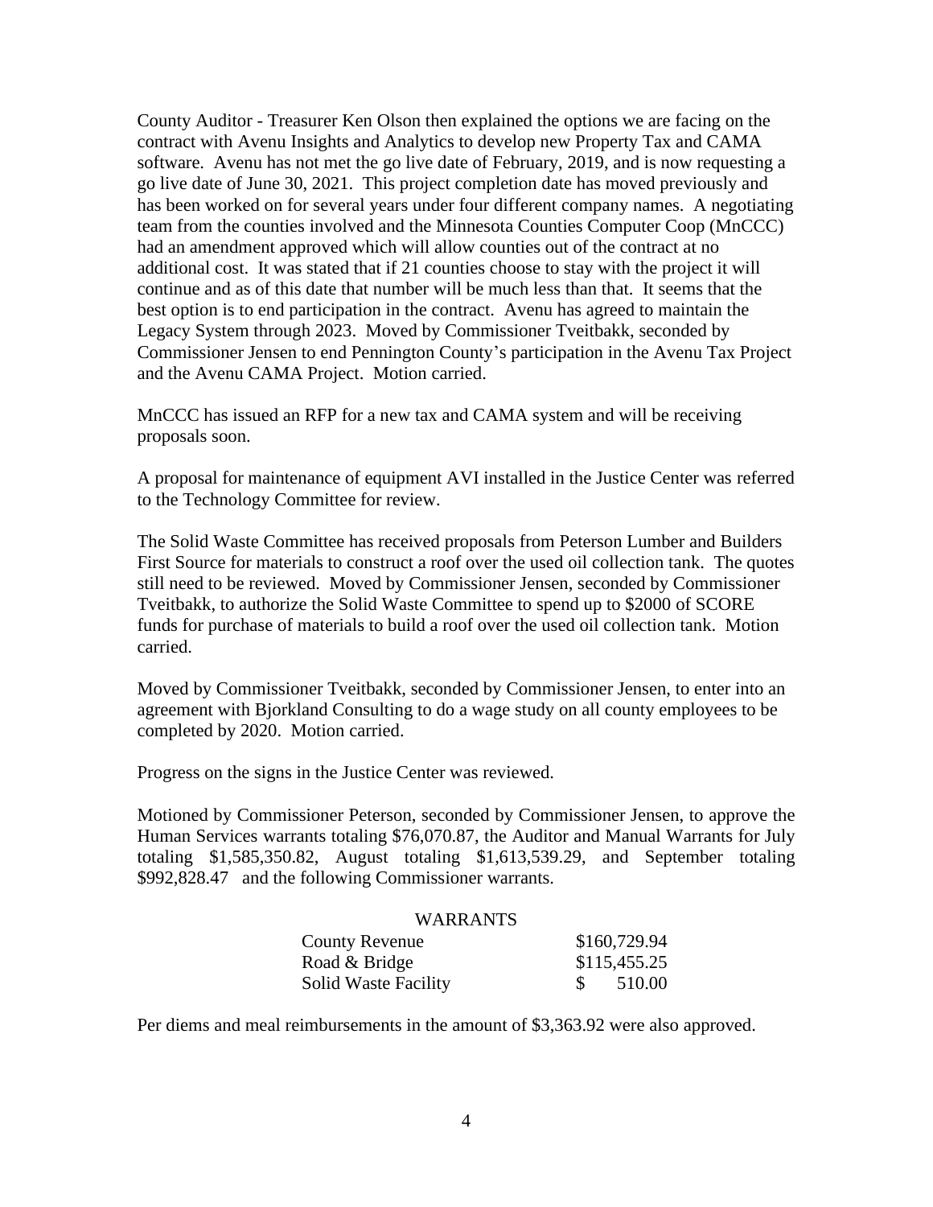County Auditor - Treasurer Ken Olson then explained the options we are facing on the contract with Avenu Insights and Analytics to develop new Property Tax and CAMA software. Avenu has not met the go live date of February, 2019, and is now requesting a go live date of June 30, 2021. This project completion date has moved previously and has been worked on for several years under four different company names. A negotiating team from the counties involved and the Minnesota Counties Computer Coop (MnCCC) had an amendment approved which will allow counties out of the contract at no additional cost. It was stated that if 21 counties choose to stay with the project it will continue and as of this date that number will be much less than that. It seems that the best option is to end participation in the contract. Avenu has agreed to maintain the Legacy System through 2023. Moved by Commissioner Tveitbakk, seconded by Commissioner Jensen to end Pennington County's participation in the Avenu Tax Project and the Avenu CAMA Project. Motion carried.

MnCCC has issued an RFP for a new tax and CAMA system and will be receiving proposals soon.

A proposal for maintenance of equipment AVI installed in the Justice Center was referred to the Technology Committee for review.

The Solid Waste Committee has received proposals from Peterson Lumber and Builders First Source for materials to construct a roof over the used oil collection tank. The quotes still need to be reviewed. Moved by Commissioner Jensen, seconded by Commissioner Tveitbakk, to authorize the Solid Waste Committee to spend up to $2000 of SCORE funds for purchase of materials to build a roof over the used oil collection tank. Motion carried.

Moved by Commissioner Tveitbakk, seconded by Commissioner Jensen, to enter into an agreement with Bjorkland Consulting to do a wage study on all county employees to be completed by 2020. Motion carried.

Progress on the signs in the Justice Center was reviewed.

Motioned by Commissioner Peterson, seconded by Commissioner Jensen, to approve the Human Services warrants totaling $76,070.87, the Auditor and Manual Warrants for July totaling $1,585,350.82, August totaling $1,613,539.29, and September totaling $992,828.47 and the following Commissioner warrants.

| WARRANTS | |
|---|---|
| County Revenue | $160,729.94 |
| Road & Bridge | $115,455.25 |
| Solid Waste Facility | $ 510.00 |

Per diems and meal reimbursements in the amount of $3,363.92 were also approved.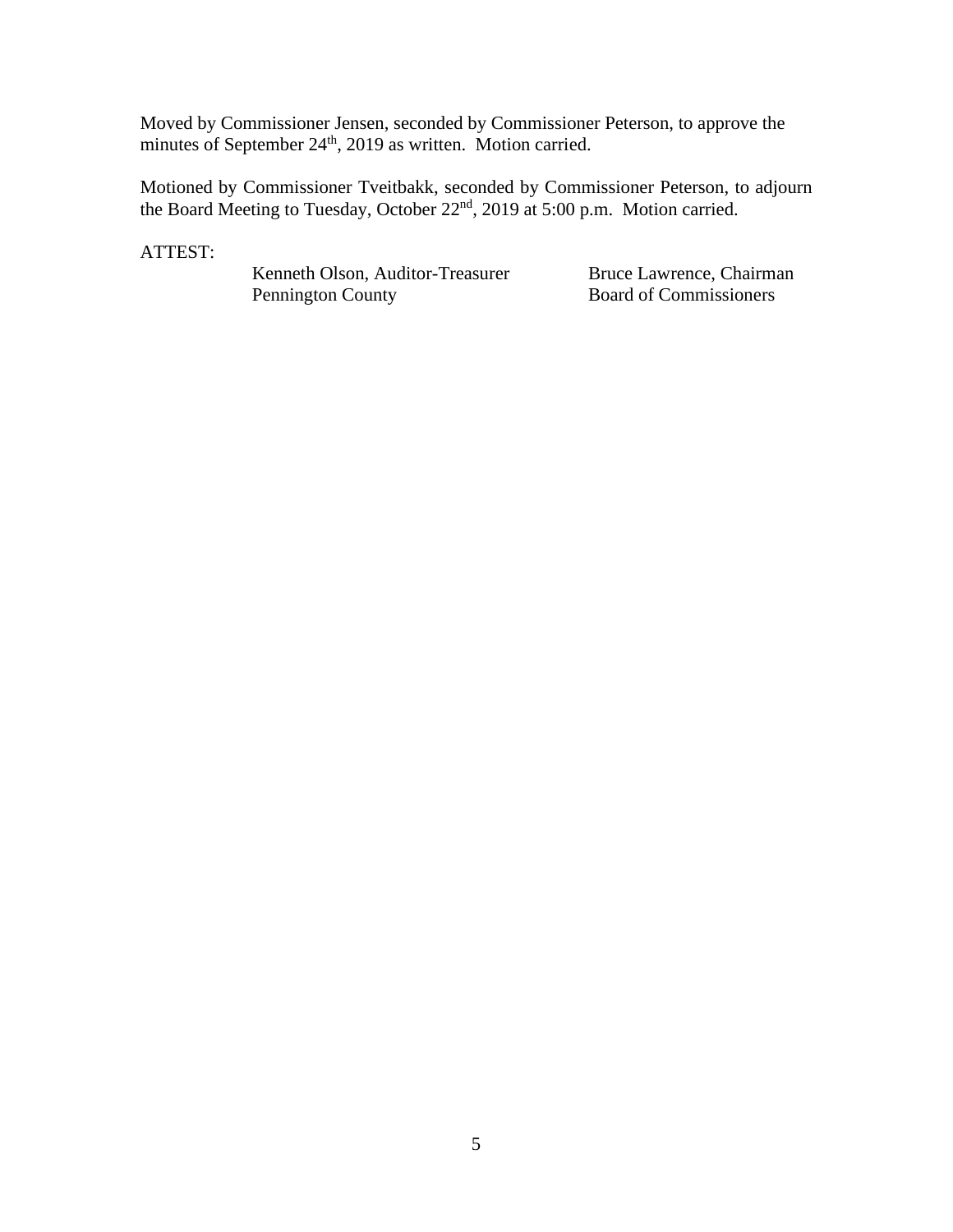Moved by Commissioner Jensen, seconded by Commissioner Peterson, to approve the minutes of September 24th, 2019 as written. Motion carried.

Motioned by Commissioner Tveitbakk, seconded by Commissioner Peterson, to adjourn the Board Meeting to Tuesday, October 22nd, 2019 at 5:00 p.m. Motion carried.

ATTEST:

| | |
|---|---|
| Kenneth Olson, Auditor-Treasurer | Bruce Lawrence, Chairman |
| Pennington County | Board of Commissioners |